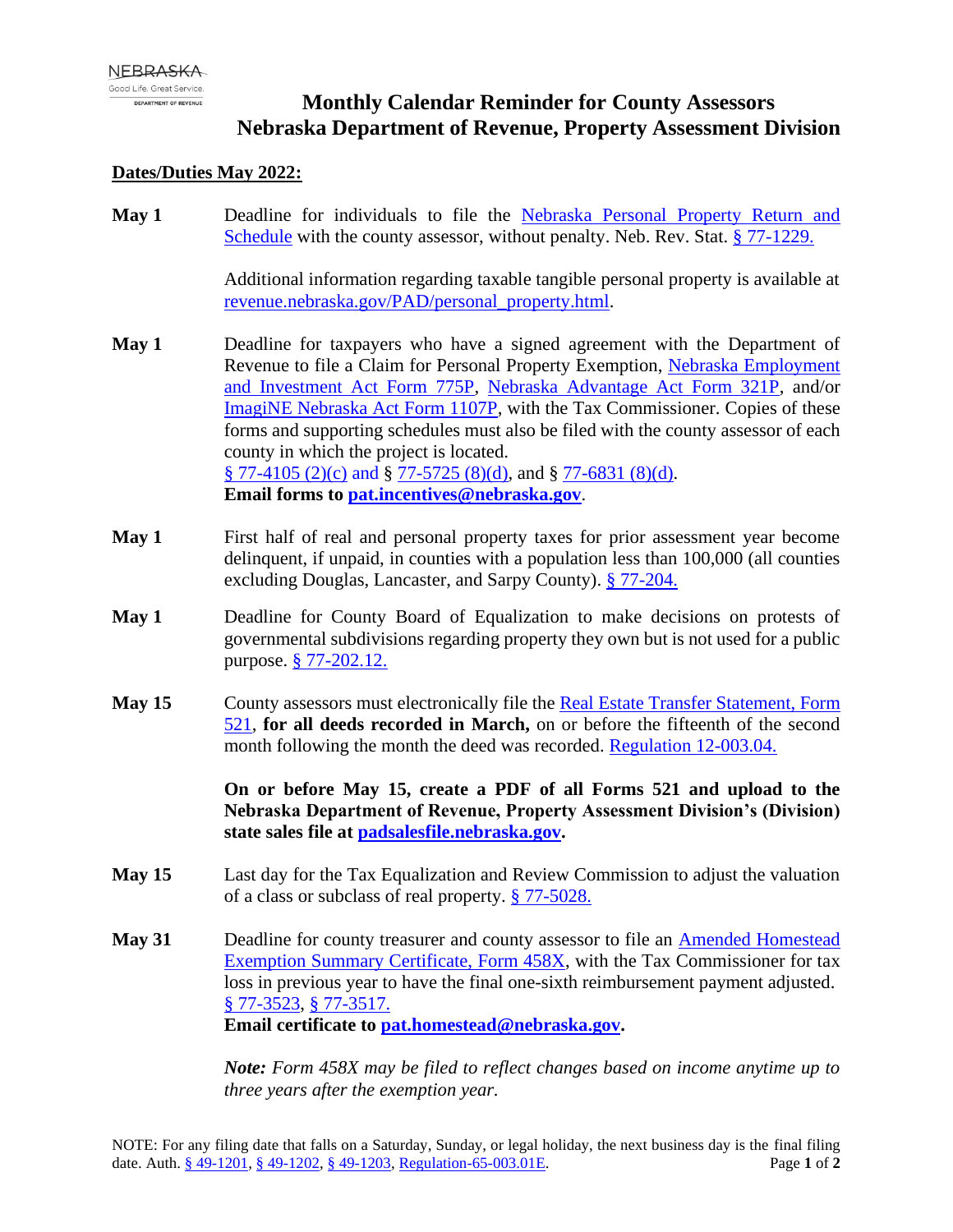NEBRASKA
Good Life. Great Service.
DEPARTMENT OF REVENUE

# Monthly Calendar Reminder for County Assessors
# Nebraska Department of Revenue, Property Assessment Division

**Dates/Duties May 2022:**

**May 1** Deadline for individuals to file the Nebraska Personal Property Return and Schedule with the county assessor, without penalty. Neb. Rev. Stat. § 77-1229.

Additional information regarding taxable tangible personal property is available at revenue.nebraska.gov/PAD/personal_property.html.

**May 1** Deadline for taxpayers who have a signed agreement with the Department of Revenue to file a Claim for Personal Property Exemption, Nebraska Employment and Investment Act Form 775P, Nebraska Advantage Act Form 321P, and/or ImagiNE Nebraska Act Form 1107P, with the Tax Commissioner. Copies of these forms and supporting schedules must also be filed with the county assessor of each county in which the project is located.
§ 77-4105 (2)(c) and § 77-5725 (8)(d), and § 77-6831 (8)(d).
**Email forms to pat.incentives@nebraska.gov**.

**May 1** First half of real and personal property taxes for prior assessment year become delinquent, if unpaid, in counties with a population less than 100,000 (all counties excluding Douglas, Lancaster, and Sarpy County). § 77-204.

**May 1** Deadline for County Board of Equalization to make decisions on protests of governmental subdivisions regarding property they own but is not used for a public purpose. § 77-202.12.

**May 15** County assessors must electronically file the Real Estate Transfer Statement, Form 521, **for all deeds recorded in March,** on or before the fifteenth of the second month following the month the deed was recorded. Regulation 12-003.04.

**On or before May 15, create a PDF of all Forms 521 and upload to the Nebraska Department of Revenue, Property Assessment Division's (Division) state sales file at padsalesfile.nebraska.gov.**

**May 15** Last day for the Tax Equalization and Review Commission to adjust the valuation of a class or subclass of real property. § 77-5028.

**May 31** Deadline for county treasurer and county assessor to file an Amended Homestead Exemption Summary Certificate, Form 458X, with the Tax Commissioner for tax loss in previous year to have the final one-sixth reimbursement payment adjusted. § 77-3523, § 77-3517.
**Email certificate to pat.homestead@nebraska.gov.**

***Note:*** *Form 458X may be filed to reflect changes based on income anytime up to three years after the exemption year.*

NOTE: For any filing date that falls on a Saturday, Sunday, or legal holiday, the next business day is the final filing date. Auth. § 49-1201, § 49-1202, § 49-1203, Regulation-65-003.01E.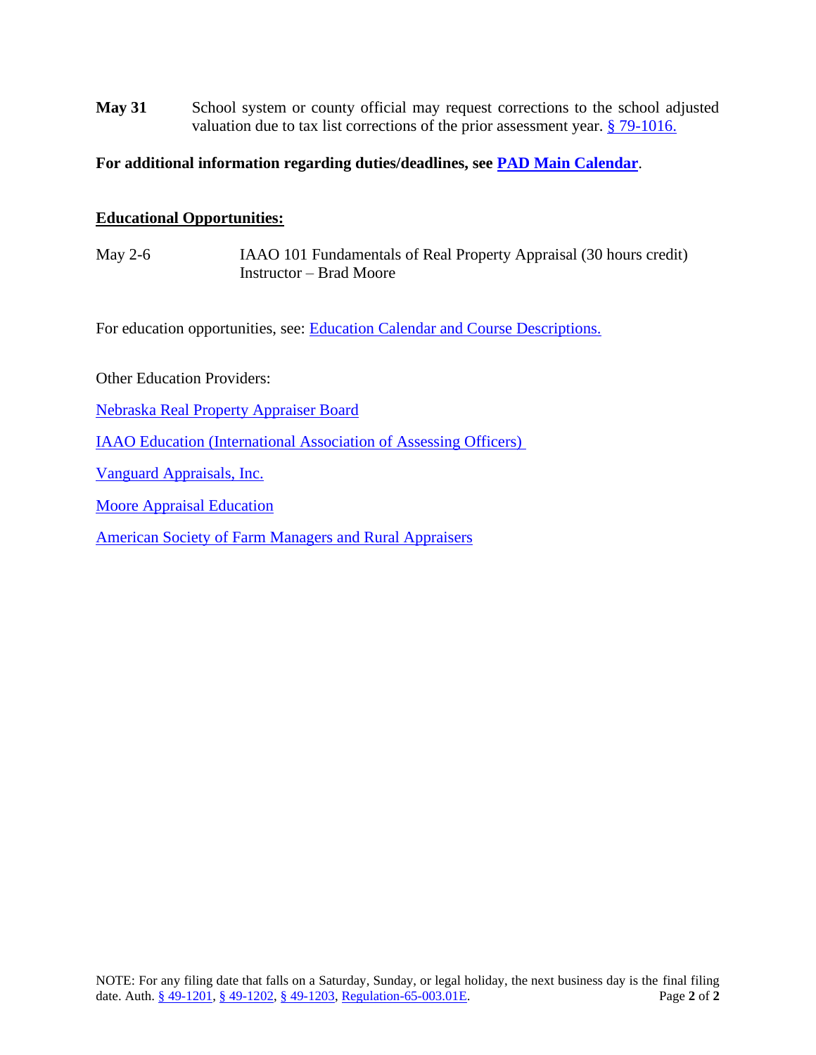**May 31** School system or county official may request corrections to the school adjusted valuation due to tax list corrections of the prior assessment year. § 79-1016.

**For additional information regarding duties/deadlines, see PAD Main Calendar.**

**Educational Opportunities:**

May 2-6 IAAO 101 Fundamentals of Real Property Appraisal (30 hours credit)
Instructor – Brad Moore

For education opportunities, see: Education Calendar and Course Descriptions.

Other Education Providers:

Nebraska Real Property Appraiser Board

IAAO Education (International Association of Assessing Officers)

Vanguard Appraisals, Inc.

Moore Appraisal Education

American Society of Farm Managers and Rural Appraisers

NOTE: For any filing date that falls on a Saturday, Sunday, or legal holiday, the next business day is the final filing date. Auth. § 49-1201, § 49-1202, § 49-1203, Regulation-65-003.01E.